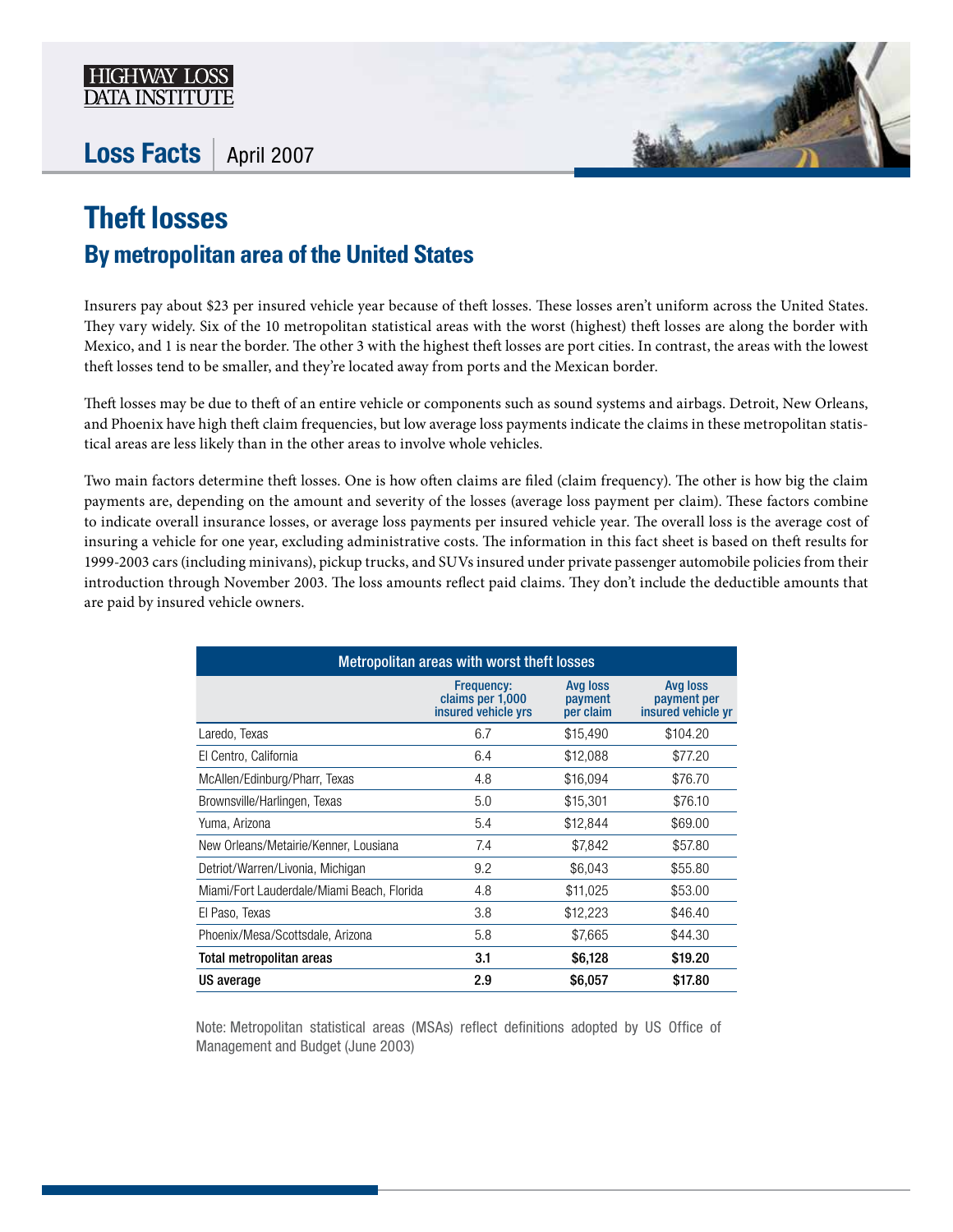HIGHWAY LOSS DATA INSTITUTE

**Loss Facts** | April 2007

# Theft losses

## By metropolitan area of the United States

Insurers pay about $23 per insured vehicle year because of theft losses. These losses aren't uniform across the United States. They vary widely. Six of the 10 metropolitan statistical areas with the worst (highest) theft losses are along the border with Mexico, and 1 is near the border. The other 3 with the highest theft losses are port cities. In contrast, the areas with the lowest theft losses tend to be smaller, and they're located away from ports and the Mexican border.

Theft losses may be due to theft of an entire vehicle or components such as sound systems and airbags. Detroit, New Orleans, and Phoenix have high theft claim frequencies, but low average loss payments indicate the claims in these metropolitan statistical areas are less likely than in the other areas to involve whole vehicles.

Two main factors determine theft losses. One is how often claims are filed (claim frequency). The other is how big the claim payments are, depending on the amount and severity of the losses (average loss payment per claim). These factors combine to indicate overall insurance losses, or average loss payments per insured vehicle year. The overall loss is the average cost of insuring a vehicle for one year, excluding administrative costs. The information in this fact sheet is based on theft results for 1999-2003 cars (including minivans), pickup trucks, and SUVs insured under private passenger automobile policies from their introduction through November 2003. The loss amounts reflect paid claims. They don't include the deductible amounts that are paid by insured vehicle owners.

| Metropolitan areas with worst theft losses | | | |
|---|---|---|---|
| | Frequency: claims per 1,000 insured vehicle yrs | Avg loss payment per claim | Avg loss payment per insured vehicle yr |
| Laredo, Texas | 6.7 | $15,490 | $104.20 |
| El Centro, California | 6.4 | $12,088 | $77.20 |
| McAllen/Edinburg/Pharr, Texas | 4.8 | $16,094 | $76.70 |
| Brownsville/Harlingen, Texas | 5.0 | $15,301 | $76.10 |
| Yuma, Arizona | 5.4 | $12,844 | $69.00 |
| New Orleans/Metairie/Kenner, Lousiana | 7.4 | $7,842 | $57.80 |
| Detriot/Warren/Livonia, Michigan | 9.2 | $6,043 | $55.80 |
| Miami/Fort Lauderdale/Miami Beach, Florida | 4.8 | $11,025 | $53.00 |
| El Paso, Texas | 3.8 | $12,223 | $46.40 |
| Phoenix/Mesa/Scottsdale, Arizona | 5.8 | $7,665 | $44.30 |
| **Total metropolitan areas** | **3.1** | **$6,128** | **$19.20** |
| **US average** | **2.9** | **$6,057** | **$17.80** |

Note: Metropolitan statistical areas (MSAs) reflect definitions adopted by US Office of Management and Budget (June 2003)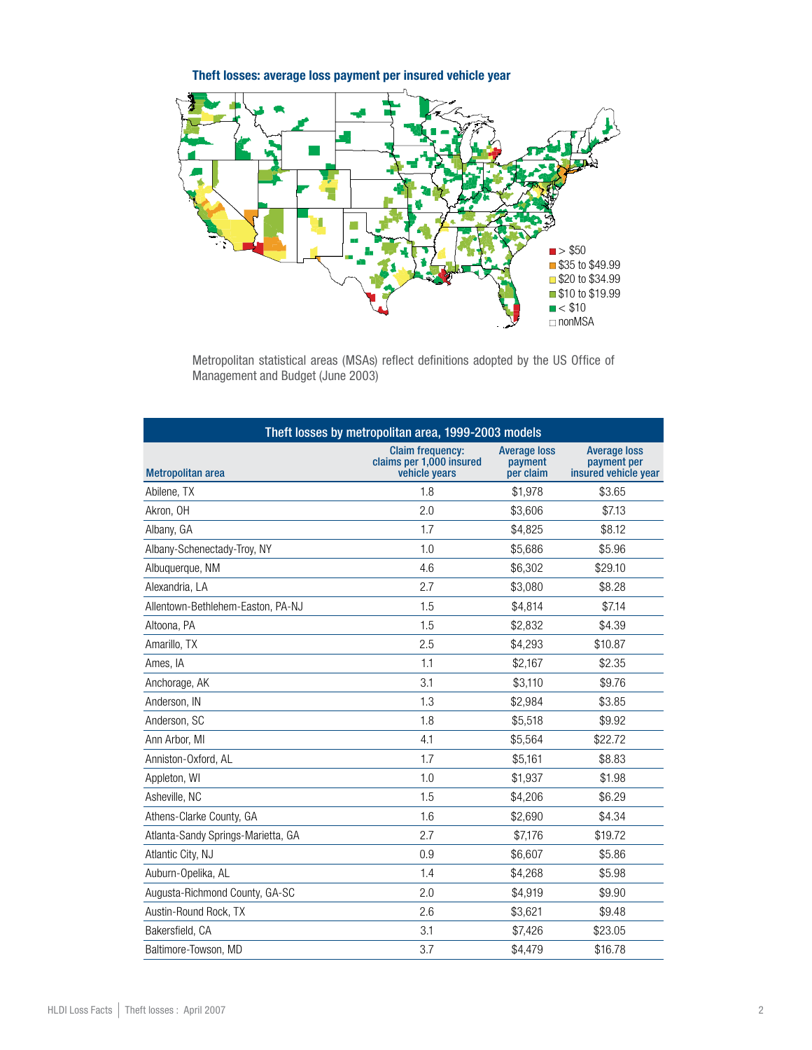### Theft losses: average loss payment per insured vehicle year

- > $50
- $35 to $49.99
- $20 to $34.99
- $10 to $19.99
- < $10
- nonMSA

Metropolitan statistical areas (MSAs) reflect definitions adopted by the US Office of Management and Budget (June 2003)

| Theft losses by metropolitan area, 1999-2003 models | | | |
|---|---|---|---|
| Metropolitan area | Claim frequency: claims per 1,000 insured vehicle years | Average loss payment per claim | Average loss payment per insured vehicle year |
| Abilene, TX | 1.8 | $1,978 | $3.65 |
| Akron, OH | 2.0 | $3,606 | $7.13 |
| Albany, GA | 1.7 | $4,825 | $8.12 |
| Albany-Schenectady-Troy, NY | 1.0 | $5,686 | $5.96 |
| Albuquerque, NM | 4.6 | $6,302 | $29.10 |
| Alexandria, LA | 2.7 | $3,080 | $8.28 |
| Allentown-Bethlehem-Easton, PA-NJ | 1.5 | $4,814 | $7.14 |
| Altoona, PA | 1.5 | $2,832 | $4.39 |
| Amarillo, TX | 2.5 | $4,293 | $10.87 |
| Ames, IA | 1.1 | $2,167 | $2.35 |
| Anchorage, AK | 3.1 | $3,110 | $9.76 |
| Anderson, IN | 1.3 | $2,984 | $3.85 |
| Anderson, SC | 1.8 | $5,518 | $9.92 |
| Ann Arbor, MI | 4.1 | $5,564 | $22.72 |
| Anniston-Oxford, AL | 1.7 | $5,161 | $8.83 |
| Appleton, WI | 1.0 | $1,937 | $1.98 |
| Asheville, NC | 1.5 | $4,206 | $6.29 |
| Athens-Clarke County, GA | 1.6 | $2,690 | $4.34 |
| Atlanta-Sandy Springs-Marietta, GA | 2.7 | $7,176 | $19.72 |
| Atlantic City, NJ | 0.9 | $6,607 | $5.86 |
| Auburn-Opelika, AL | 1.4 | $4,268 | $5.98 |
| Augusta-Richmond County, GA-SC | 2.0 | $4,919 | $9.90 |
| Austin-Round Rock, TX | 2.6 | $3,621 | $9.48 |
| Bakersfield, CA | 3.1 | $7,426 | $23.05 |
| Baltimore-Towson, MD | 3.7 | $4,479 | $16.78 |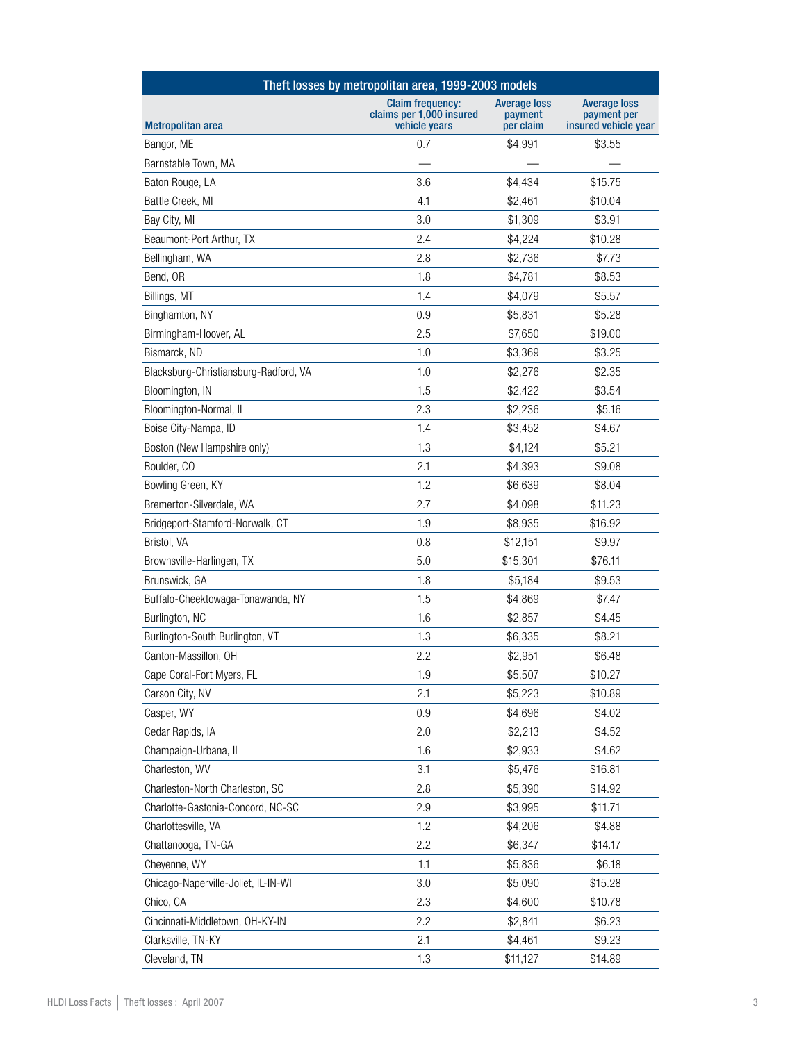| Theft losses by metropolitan area, 1999-2003 models | | | |
|---|---|---|---|
| Metropolitan area | Claim frequency: claims per 1,000 insured vehicle years | Average loss payment per claim | Average loss payment per insured vehicle year |
| Bangor, ME | 0.7 | $4,991 | $3.55 |
| Barnstable Town, MA | — | — | — |
| Baton Rouge, LA | 3.6 | $4,434 | $15.75 |
| Battle Creek, MI | 4.1 | $2,461 | $10.04 |
| Bay City, MI | 3.0 | $1,309 | $3.91 |
| Beaumont-Port Arthur, TX | 2.4 | $4,224 | $10.28 |
| Bellingham, WA | 2.8 | $2,736 | $7.73 |
| Bend, OR | 1.8 | $4,781 | $8.53 |
| Billings, MT | 1.4 | $4,079 | $5.57 |
| Binghamton, NY | 0.9 | $5,831 | $5.28 |
| Birmingham-Hoover, AL | 2.5 | $7,650 | $19.00 |
| Bismarck, ND | 1.0 | $3,369 | $3.25 |
| Blacksburg-Christiansburg-Radford, VA | 1.0 | $2,276 | $2.35 |
| Bloomington, IN | 1.5 | $2,422 | $3.54 |
| Bloomington-Normal, IL | 2.3 | $2,236 | $5.16 |
| Boise City-Nampa, ID | 1.4 | $3,452 | $4.67 |
| Boston (New Hampshire only) | 1.3 | $4,124 | $5.21 |
| Boulder, CO | 2.1 | $4,393 | $9.08 |
| Bowling Green, KY | 1.2 | $6,639 | $8.04 |
| Bremerton-Silverdale, WA | 2.7 | $4,098 | $11.23 |
| Bridgeport-Stamford-Norwalk, CT | 1.9 | $8,935 | $16.92 |
| Bristol, VA | 0.8 | $12,151 | $9.97 |
| Brownsville-Harlingen, TX | 5.0 | $15,301 | $76.11 |
| Brunswick, GA | 1.8 | $5,184 | $9.53 |
| Buffalo-Cheektowaga-Tonawanda, NY | 1.5 | $4,869 | $7.47 |
| Burlington, NC | 1.6 | $2,857 | $4.45 |
| Burlington-South Burlington, VT | 1.3 | $6,335 | $8.21 |
| Canton-Massillon, OH | 2.2 | $2,951 | $6.48 |
| Cape Coral-Fort Myers, FL | 1.9 | $5,507 | $10.27 |
| Carson City, NV | 2.1 | $5,223 | $10.89 |
| Casper, WY | 0.9 | $4,696 | $4.02 |
| Cedar Rapids, IA | 2.0 | $2,213 | $4.52 |
| Champaign-Urbana, IL | 1.6 | $2,933 | $4.62 |
| Charleston, WV | 3.1 | $5,476 | $16.81 |
| Charleston-North Charleston, SC | 2.8 | $5,390 | $14.92 |
| Charlotte-Gastonia-Concord, NC-SC | 2.9 | $3,995 | $11.71 |
| Charlottesville, VA | 1.2 | $4,206 | $4.88 |
| Chattanooga, TN-GA | 2.2 | $6,347 | $14.17 |
| Cheyenne, WY | 1.1 | $5,836 | $6.18 |
| Chicago-Naperville-Joliet, IL-IN-WI | 3.0 | $5,090 | $15.28 |
| Chico, CA | 2.3 | $4,600 | $10.78 |
| Cincinnati-Middletown, OH-KY-IN | 2.2 | $2,841 | $6.23 |
| Clarksville, TN-KY | 2.1 | $4,461 | $9.23 |
| Cleveland, TN | 1.3 | $11,127 | $14.89 |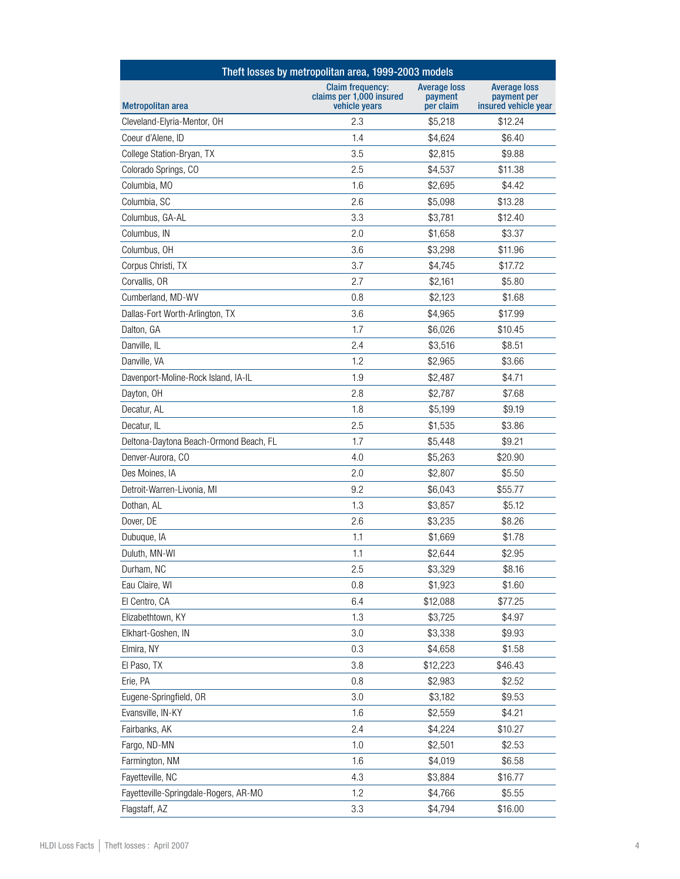| Theft losses by metropolitan area, 1999-2003 models | | | |
|---|---|---|---|
| Metropolitan area | Claim frequency: claims per 1,000 insured vehicle years | Average loss payment per claim | Average loss payment per insured vehicle year |
| Cleveland-Elyria-Mentor, OH | 2.3 | $5,218 | $12.24 |
| Coeur d'Alene, ID | 1.4 | $4,624 | $6.40 |
| College Station-Bryan, TX | 3.5 | $2,815 | $9.88 |
| Colorado Springs, CO | 2.5 | $4,537 | $11.38 |
| Columbia, MO | 1.6 | $2,695 | $4.42 |
| Columbia, SC | 2.6 | $5,098 | $13.28 |
| Columbus, GA-AL | 3.3 | $3,781 | $12.40 |
| Columbus, IN | 2.0 | $1,658 | $3.37 |
| Columbus, OH | 3.6 | $3,298 | $11.96 |
| Corpus Christi, TX | 3.7 | $4,745 | $17.72 |
| Corvallis, OR | 2.7 | $2,161 | $5.80 |
| Cumberland, MD-WV | 0.8 | $2,123 | $1.68 |
| Dallas-Fort Worth-Arlington, TX | 3.6 | $4,965 | $17.99 |
| Dalton, GA | 1.7 | $6,026 | $10.45 |
| Danville, IL | 2.4 | $3,516 | $8.51 |
| Danville, VA | 1.2 | $2,965 | $3.66 |
| Davenport-Moline-Rock Island, IA-IL | 1.9 | $2,487 | $4.71 |
| Dayton, OH | 2.8 | $2,787 | $7.68 |
| Decatur, AL | 1.8 | $5,199 | $9.19 |
| Decatur, IL | 2.5 | $1,535 | $3.86 |
| Deltona-Daytona Beach-Ormond Beach, FL | 1.7 | $5,448 | $9.21 |
| Denver-Aurora, CO | 4.0 | $5,263 | $20.90 |
| Des Moines, IA | 2.0 | $2,807 | $5.50 |
| Detroit-Warren-Livonia, MI | 9.2 | $6,043 | $55.77 |
| Dothan, AL | 1.3 | $3,857 | $5.12 |
| Dover, DE | 2.6 | $3,235 | $8.26 |
| Dubuque, IA | 1.1 | $1,669 | $1.78 |
| Duluth, MN-WI | 1.1 | $2,644 | $2.95 |
| Durham, NC | 2.5 | $3,329 | $8.16 |
| Eau Claire, WI | 0.8 | $1,923 | $1.60 |
| El Centro, CA | 6.4 | $12,088 | $77.25 |
| Elizabethtown, KY | 1.3 | $3,725 | $4.97 |
| Elkhart-Goshen, IN | 3.0 | $3,338 | $9.93 |
| Elmira, NY | 0.3 | $4,658 | $1.58 |
| El Paso, TX | 3.8 | $12,223 | $46.43 |
| Erie, PA | 0.8 | $2,983 | $2.52 |
| Eugene-Springfield, OR | 3.0 | $3,182 | $9.53 |
| Evansville, IN-KY | 1.6 | $2,559 | $4.21 |
| Fairbanks, AK | 2.4 | $4,224 | $10.27 |
| Fargo, ND-MN | 1.0 | $2,501 | $2.53 |
| Farmington, NM | 1.6 | $4,019 | $6.58 |
| Fayetteville, NC | 4.3 | $3,884 | $16.77 |
| Fayetteville-Springdale-Rogers, AR-MO | 1.2 | $4,766 | $5.55 |
| Flagstaff, AZ | 3.3 | $4,794 | $16.00 |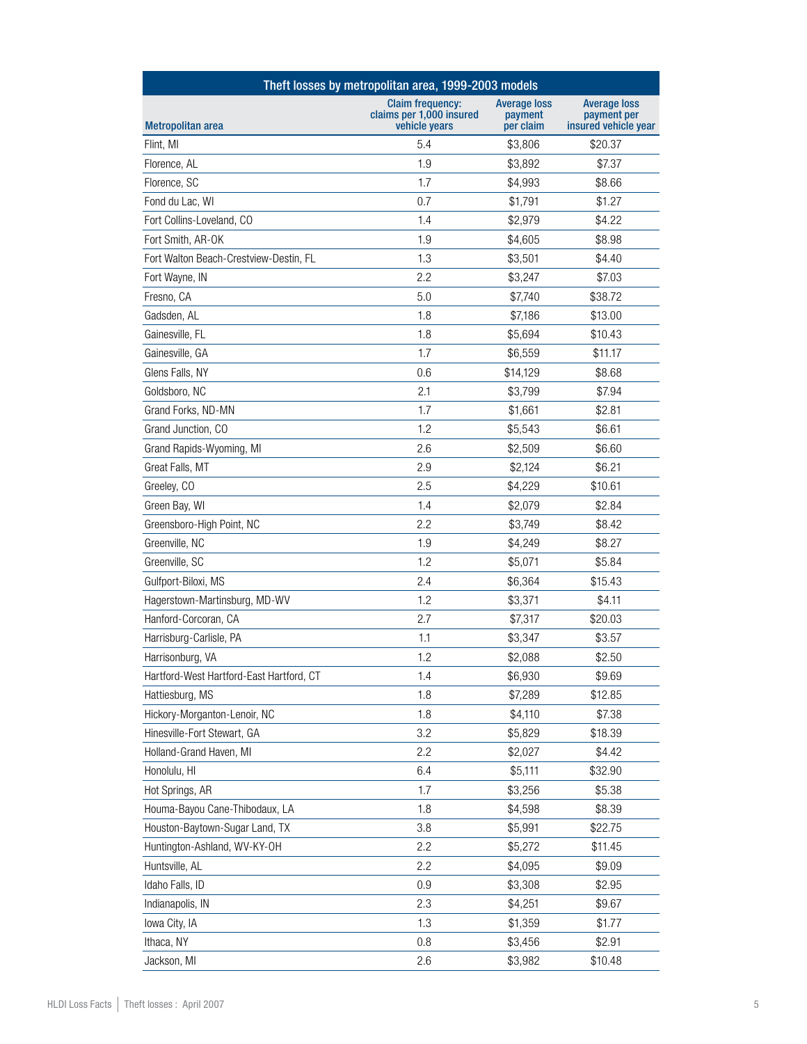| Theft losses by metropolitan area, 1999-2003 models | | | |
|---|---|---|---|
| Metropolitan area | Claim frequency: claims per 1,000 insured vehicle years | Average loss payment per claim | Average loss payment per insured vehicle year |
| Flint, MI | 5.4 | $3,806 | $20.37 |
| Florence, AL | 1.9 | $3,892 | $7.37 |
| Florence, SC | 1.7 | $4,993 | $8.66 |
| Fond du Lac, WI | 0.7 | $1,791 | $1.27 |
| Fort Collins-Loveland, CO | 1.4 | $2,979 | $4.22 |
| Fort Smith, AR-OK | 1.9 | $4,605 | $8.98 |
| Fort Walton Beach-Crestview-Destin, FL | 1.3 | $3,501 | $4.40 |
| Fort Wayne, IN | 2.2 | $3,247 | $7.03 |
| Fresno, CA | 5.0 | $7,740 | $38.72 |
| Gadsden, AL | 1.8 | $7,186 | $13.00 |
| Gainesville, FL | 1.8 | $5,694 | $10.43 |
| Gainesville, GA | 1.7 | $6,559 | $11.17 |
| Glens Falls, NY | 0.6 | $14,129 | $8.68 |
| Goldsboro, NC | 2.1 | $3,799 | $7.94 |
| Grand Forks, ND-MN | 1.7 | $1,661 | $2.81 |
| Grand Junction, CO | 1.2 | $5,543 | $6.61 |
| Grand Rapids-Wyoming, MI | 2.6 | $2,509 | $6.60 |
| Great Falls, MT | 2.9 | $2,124 | $6.21 |
| Greeley, CO | 2.5 | $4,229 | $10.61 |
| Green Bay, WI | 1.4 | $2,079 | $2.84 |
| Greensboro-High Point, NC | 2.2 | $3,749 | $8.42 |
| Greenville, NC | 1.9 | $4,249 | $8.27 |
| Greenville, SC | 1.2 | $5,071 | $5.84 |
| Gulfport-Biloxi, MS | 2.4 | $6,364 | $15.43 |
| Hagerstown-Martinsburg, MD-WV | 1.2 | $3,371 | $4.11 |
| Hanford-Corcoran, CA | 2.7 | $7,317 | $20.03 |
| Harrisburg-Carlisle, PA | 1.1 | $3,347 | $3.57 |
| Harrisonburg, VA | 1.2 | $2,088 | $2.50 |
| Hartford-West Hartford-East Hartford, CT | 1.4 | $6,930 | $9.69 |
| Hattiesburg, MS | 1.8 | $7,289 | $12.85 |
| Hickory-Morganton-Lenoir, NC | 1.8 | $4,110 | $7.38 |
| Hinesville-Fort Stewart, GA | 3.2 | $5,829 | $18.39 |
| Holland-Grand Haven, MI | 2.2 | $2,027 | $4.42 |
| Honolulu, HI | 6.4 | $5,111 | $32.90 |
| Hot Springs, AR | 1.7 | $3,256 | $5.38 |
| Houma-Bayou Cane-Thibodaux, LA | 1.8 | $4,598 | $8.39 |
| Houston-Baytown-Sugar Land, TX | 3.8 | $5,991 | $22.75 |
| Huntington-Ashland, WV-KY-OH | 2.2 | $5,272 | $11.45 |
| Huntsville, AL | 2.2 | $4,095 | $9.09 |
| Idaho Falls, ID | 0.9 | $3,308 | $2.95 |
| Indianapolis, IN | 2.3 | $4,251 | $9.67 |
| Iowa City, IA | 1.3 | $1,359 | $1.77 |
| Ithaca, NY | 0.8 | $3,456 | $2.91 |
| Jackson, MI | 2.6 | $3,982 | $10.48 |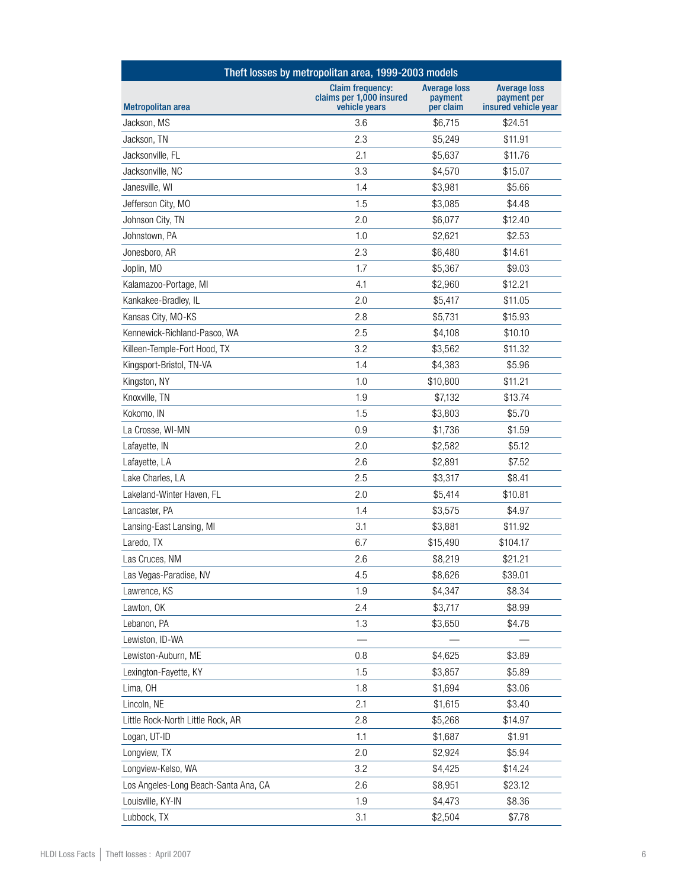| Theft losses by metropolitan area, 1999-2003 models | | | |
|---|---|---|---|
| Metropolitan area | Claim frequency: claims per 1,000 insured vehicle years | Average loss payment per claim | Average loss payment per insured vehicle year |
| Jackson, MS | 3.6 | $6,715 | $24.51 |
| Jackson, TN | 2.3 | $5,249 | $11.91 |
| Jacksonville, FL | 2.1 | $5,637 | $11.76 |
| Jacksonville, NC | 3.3 | $4,570 | $15.07 |
| Janesville, WI | 1.4 | $3,981 | $5.66 |
| Jefferson City, MO | 1.5 | $3,085 | $4.48 |
| Johnson City, TN | 2.0 | $6,077 | $12.40 |
| Johnstown, PA | 1.0 | $2,621 | $2.53 |
| Jonesboro, AR | 2.3 | $6,480 | $14.61 |
| Joplin, MO | 1.7 | $5,367 | $9.03 |
| Kalamazoo-Portage, MI | 4.1 | $2,960 | $12.21 |
| Kankakee-Bradley, IL | 2.0 | $5,417 | $11.05 |
| Kansas City, MO-KS | 2.8 | $5,731 | $15.93 |
| Kennewick-Richland-Pasco, WA | 2.5 | $4,108 | $10.10 |
| Killeen-Temple-Fort Hood, TX | 3.2 | $3,562 | $11.32 |
| Kingsport-Bristol, TN-VA | 1.4 | $4,383 | $5.96 |
| Kingston, NY | 1.0 | $10,800 | $11.21 |
| Knoxville, TN | 1.9 | $7,132 | $13.74 |
| Kokomo, IN | 1.5 | $3,803 | $5.70 |
| La Crosse, WI-MN | 0.9 | $1,736 | $1.59 |
| Lafayette, IN | 2.0 | $2,582 | $5.12 |
| Lafayette, LA | 2.6 | $2,891 | $7.52 |
| Lake Charles, LA | 2.5 | $3,317 | $8.41 |
| Lakeland-Winter Haven, FL | 2.0 | $5,414 | $10.81 |
| Lancaster, PA | 1.4 | $3,575 | $4.97 |
| Lansing-East Lansing, MI | 3.1 | $3,881 | $11.92 |
| Laredo, TX | 6.7 | $15,490 | $104.17 |
| Las Cruces, NM | 2.6 | $8,219 | $21.21 |
| Las Vegas-Paradise, NV | 4.5 | $8,626 | $39.01 |
| Lawrence, KS | 1.9 | $4,347 | $8.34 |
| Lawton, OK | 2.4 | $3,717 | $8.99 |
| Lebanon, PA | 1.3 | $3,650 | $4.78 |
| Lewiston, ID-WA | — | — | — |
| Lewiston-Auburn, ME | 0.8 | $4,625 | $3.89 |
| Lexington-Fayette, KY | 1.5 | $3,857 | $5.89 |
| Lima, OH | 1.8 | $1,694 | $3.06 |
| Lincoln, NE | 2.1 | $1,615 | $3.40 |
| Little Rock-North Little Rock, AR | 2.8 | $5,268 | $14.97 |
| Logan, UT-ID | 1.1 | $1,687 | $1.91 |
| Longview, TX | 2.0 | $2,924 | $5.94 |
| Longview-Kelso, WA | 3.2 | $4,425 | $14.24 |
| Los Angeles-Long Beach-Santa Ana, CA | 2.6 | $8,951 | $23.12 |
| Louisville, KY-IN | 1.9 | $4,473 | $8.36 |
| Lubbock, TX | 3.1 | $2,504 | $7.78 |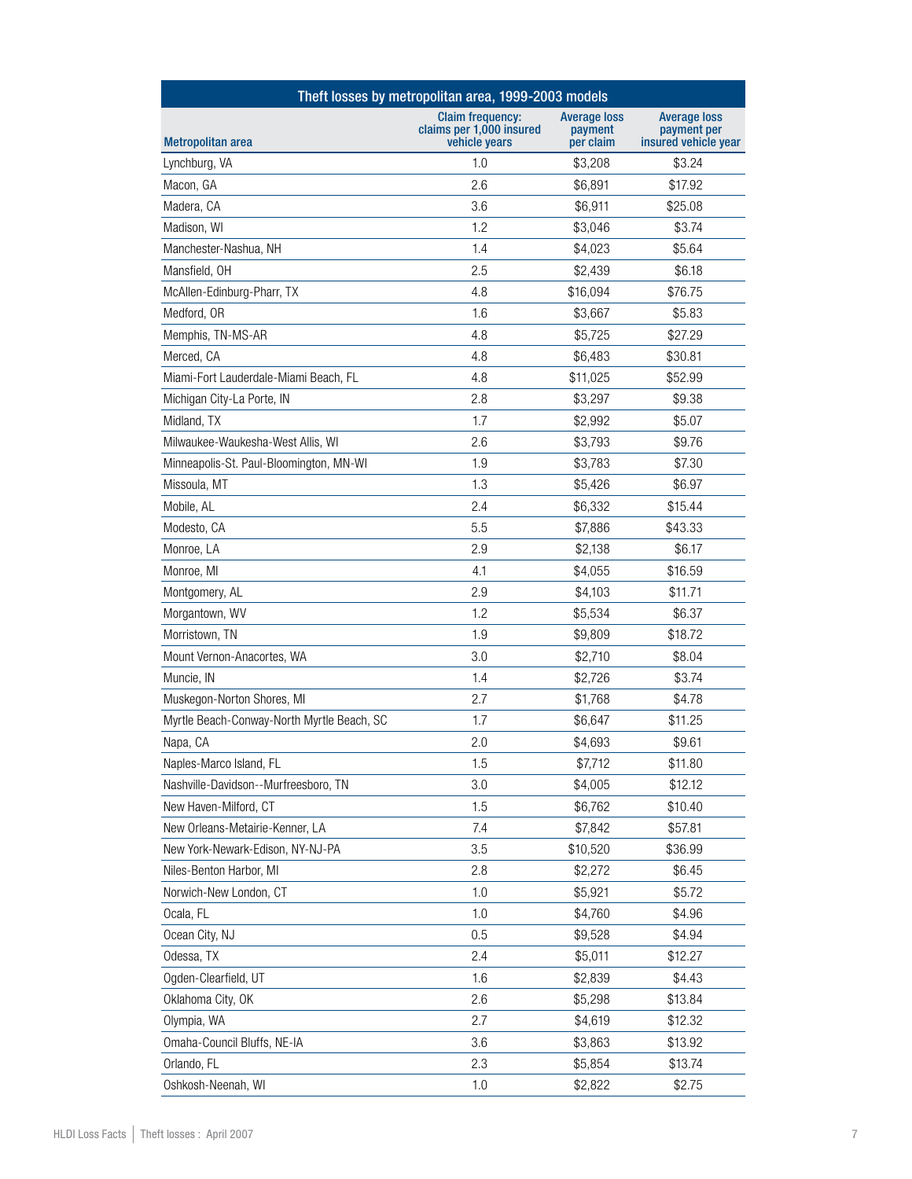| Theft losses by metropolitan area, 1999-2003 models | | | |
|---|---|---|---|
| Metropolitan area | Claim frequency: claims per 1,000 insured vehicle years | Average loss payment per claim | Average loss payment per insured vehicle year |
| Lynchburg, VA | 1.0 | $3,208 | $3.24 |
| Macon, GA | 2.6 | $6,891 | $17.92 |
| Madera, CA | 3.6 | $6,911 | $25.08 |
| Madison, WI | 1.2 | $3,046 | $3.74 |
| Manchester-Nashua, NH | 1.4 | $4,023 | $5.64 |
| Mansfield, OH | 2.5 | $2,439 | $6.18 |
| McAllen-Edinburg-Pharr, TX | 4.8 | $16,094 | $76.75 |
| Medford, OR | 1.6 | $3,667 | $5.83 |
| Memphis, TN-MS-AR | 4.8 | $5,725 | $27.29 |
| Merced, CA | 4.8 | $6,483 | $30.81 |
| Miami-Fort Lauderdale-Miami Beach, FL | 4.8 | $11,025 | $52.99 |
| Michigan City-La Porte, IN | 2.8 | $3,297 | $9.38 |
| Midland, TX | 1.7 | $2,992 | $5.07 |
| Milwaukee-Waukesha-West Allis, WI | 2.6 | $3,793 | $9.76 |
| Minneapolis-St. Paul-Bloomington, MN-WI | 1.9 | $3,783 | $7.30 |
| Missoula, MT | 1.3 | $5,426 | $6.97 |
| Mobile, AL | 2.4 | $6,332 | $15.44 |
| Modesto, CA | 5.5 | $7,886 | $43.33 |
| Monroe, LA | 2.9 | $2,138 | $6.17 |
| Monroe, MI | 4.1 | $4,055 | $16.59 |
| Montgomery, AL | 2.9 | $4,103 | $11.71 |
| Morgantown, WV | 1.2 | $5,534 | $6.37 |
| Morristown, TN | 1.9 | $9,809 | $18.72 |
| Mount Vernon-Anacortes, WA | 3.0 | $2,710 | $8.04 |
| Muncie, IN | 1.4 | $2,726 | $3.74 |
| Muskegon-Norton Shores, MI | 2.7 | $1,768 | $4.78 |
| Myrtle Beach-Conway-North Myrtle Beach, SC | 1.7 | $6,647 | $11.25 |
| Napa, CA | 2.0 | $4,693 | $9.61 |
| Naples-Marco Island, FL | 1.5 | $7,712 | $11.80 |
| Nashville-Davidson--Murfreesboro, TN | 3.0 | $4,005 | $12.12 |
| New Haven-Milford, CT | 1.5 | $6,762 | $10.40 |
| New Orleans-Metairie-Kenner, LA | 7.4 | $7,842 | $57.81 |
| New York-Newark-Edison, NY-NJ-PA | 3.5 | $10,520 | $36.99 |
| Niles-Benton Harbor, MI | 2.8 | $2,272 | $6.45 |
| Norwich-New London, CT | 1.0 | $5,921 | $5.72 |
| Ocala, FL | 1.0 | $4,760 | $4.96 |
| Ocean City, NJ | 0.5 | $9,528 | $4.94 |
| Odessa, TX | 2.4 | $5,011 | $12.27 |
| Ogden-Clearfield, UT | 1.6 | $2,839 | $4.43 |
| Oklahoma City, OK | 2.6 | $5,298 | $13.84 |
| Olympia, WA | 2.7 | $4,619 | $12.32 |
| Omaha-Council Bluffs, NE-IA | 3.6 | $3,863 | $13.92 |
| Orlando, FL | 2.3 | $5,854 | $13.74 |
| Oshkosh-Neenah, WI | 1.0 | $2,822 | $2.75 |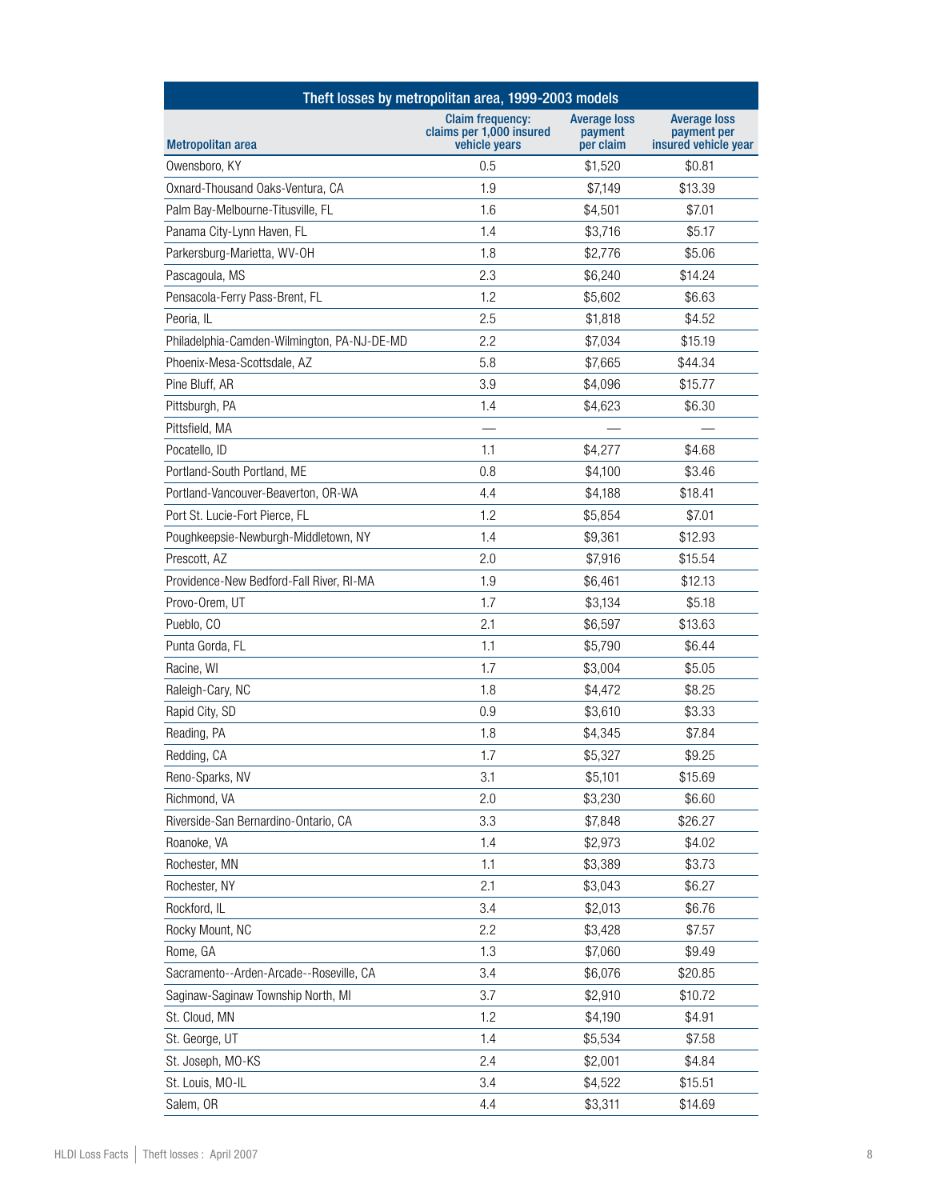| Theft losses by metropolitan area, 1999-2003 models | | | |
|---|---|---|---|
| Metropolitan area | Claim frequency: claims per 1,000 insured vehicle years | Average loss payment per claim | Average loss payment per insured vehicle year |
| Owensboro, KY | 0.5 | $1,520 | $0.81 |
| Oxnard-Thousand Oaks-Ventura, CA | 1.9 | $7,149 | $13.39 |
| Palm Bay-Melbourne-Titusville, FL | 1.6 | $4,501 | $7.01 |
| Panama City-Lynn Haven, FL | 1.4 | $3,716 | $5.17 |
| Parkersburg-Marietta, WV-OH | 1.8 | $2,776 | $5.06 |
| Pascagoula, MS | 2.3 | $6,240 | $14.24 |
| Pensacola-Ferry Pass-Brent, FL | 1.2 | $5,602 | $6.63 |
| Peoria, IL | 2.5 | $1,818 | $4.52 |
| Philadelphia-Camden-Wilmington, PA-NJ-DE-MD | 2.2 | $7,034 | $15.19 |
| Phoenix-Mesa-Scottsdale, AZ | 5.8 | $7,665 | $44.34 |
| Pine Bluff, AR | 3.9 | $4,096 | $15.77 |
| Pittsburgh, PA | 1.4 | $4,623 | $6.30 |
| Pittsfield, MA | — | — | — |
| Pocatello, ID | 1.1 | $4,277 | $4.68 |
| Portland-South Portland, ME | 0.8 | $4,100 | $3.46 |
| Portland-Vancouver-Beaverton, OR-WA | 4.4 | $4,188 | $18.41 |
| Port St. Lucie-Fort Pierce, FL | 1.2 | $5,854 | $7.01 |
| Poughkeepsie-Newburgh-Middletown, NY | 1.4 | $9,361 | $12.93 |
| Prescott, AZ | 2.0 | $7,916 | $15.54 |
| Providence-New Bedford-Fall River, RI-MA | 1.9 | $6,461 | $12.13 |
| Provo-Orem, UT | 1.7 | $3,134 | $5.18 |
| Pueblo, CO | 2.1 | $6,597 | $13.63 |
| Punta Gorda, FL | 1.1 | $5,790 | $6.44 |
| Racine, WI | 1.7 | $3,004 | $5.05 |
| Raleigh-Cary, NC | 1.8 | $4,472 | $8.25 |
| Rapid City, SD | 0.9 | $3,610 | $3.33 |
| Reading, PA | 1.8 | $4,345 | $7.84 |
| Redding, CA | 1.7 | $5,327 | $9.25 |
| Reno-Sparks, NV | 3.1 | $5,101 | $15.69 |
| Richmond, VA | 2.0 | $3,230 | $6.60 |
| Riverside-San Bernardino-Ontario, CA | 3.3 | $7,848 | $26.27 |
| Roanoke, VA | 1.4 | $2,973 | $4.02 |
| Rochester, MN | 1.1 | $3,389 | $3.73 |
| Rochester, NY | 2.1 | $3,043 | $6.27 |
| Rockford, IL | 3.4 | $2,013 | $6.76 |
| Rocky Mount, NC | 2.2 | $3,428 | $7.57 |
| Rome, GA | 1.3 | $7,060 | $9.49 |
| Sacramento--Arden-Arcade--Roseville, CA | 3.4 | $6,076 | $20.85 |
| Saginaw-Saginaw Township North, MI | 3.7 | $2,910 | $10.72 |
| St. Cloud, MN | 1.2 | $4,190 | $4.91 |
| St. George, UT | 1.4 | $5,534 | $7.58 |
| St. Joseph, MO-KS | 2.4 | $2,001 | $4.84 |
| St. Louis, MO-IL | 3.4 | $4,522 | $15.51 |
| Salem, OR | 4.4 | $3,311 | $14.69 |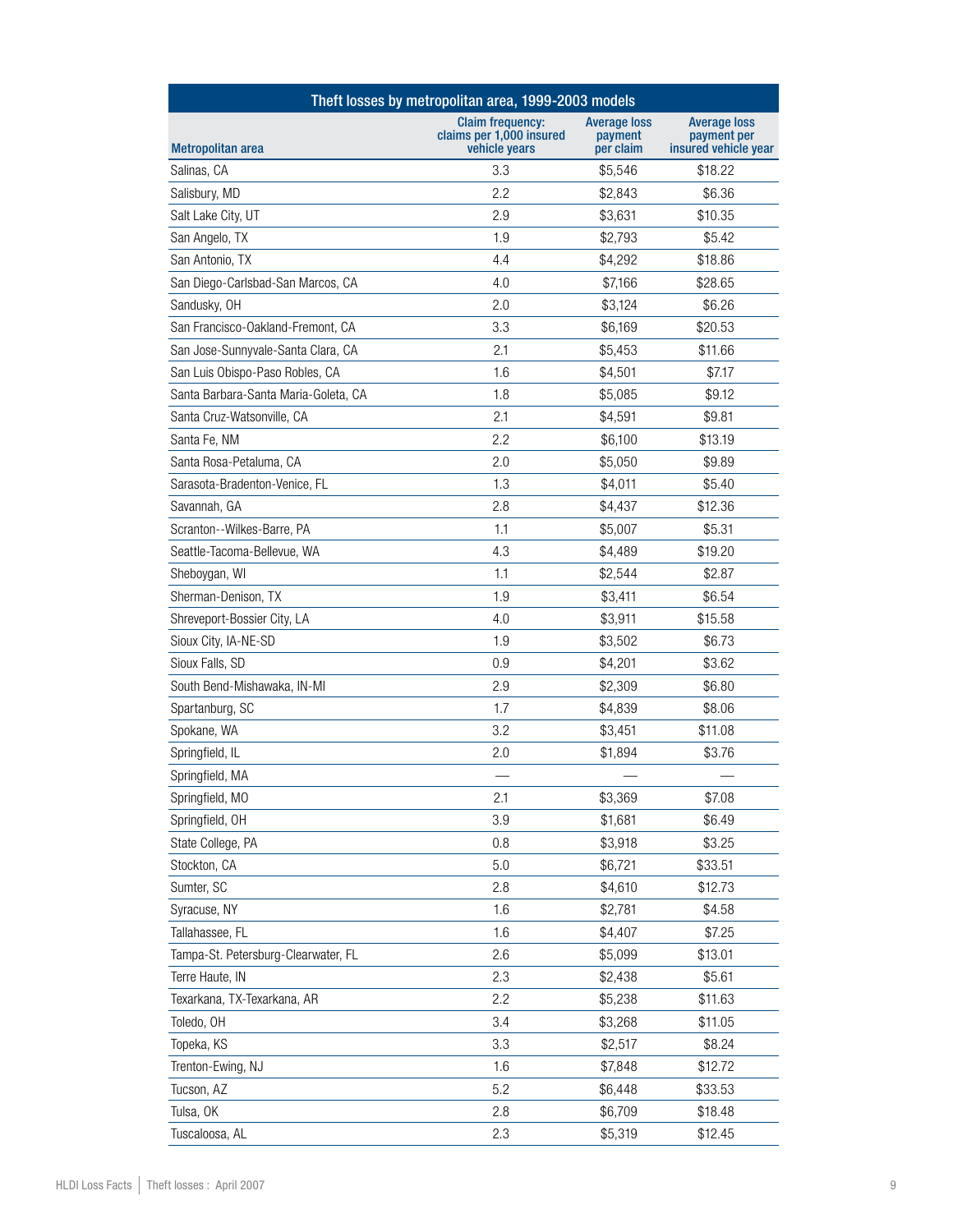| Theft losses by metropolitan area, 1999-2003 models | | | |
|---|---|---|---|
| Metropolitan area | Claim frequency: claims per 1,000 insured vehicle years | Average loss payment per claim | Average loss payment per insured vehicle year |
| Salinas, CA | 3.3 | $5,546 | $18.22 |
| Salisbury, MD | 2.2 | $2,843 | $6.36 |
| Salt Lake City, UT | 2.9 | $3,631 | $10.35 |
| San Angelo, TX | 1.9 | $2,793 | $5.42 |
| San Antonio, TX | 4.4 | $4,292 | $18.86 |
| San Diego-Carlsbad-San Marcos, CA | 4.0 | $7,166 | $28.65 |
| Sandusky, OH | 2.0 | $3,124 | $6.26 |
| San Francisco-Oakland-Fremont, CA | 3.3 | $6,169 | $20.53 |
| San Jose-Sunnyvale-Santa Clara, CA | 2.1 | $5,453 | $11.66 |
| San Luis Obispo-Paso Robles, CA | 1.6 | $4,501 | $7.17 |
| Santa Barbara-Santa Maria-Goleta, CA | 1.8 | $5,085 | $9.12 |
| Santa Cruz-Watsonville, CA | 2.1 | $4,591 | $9.81 |
| Santa Fe, NM | 2.2 | $6,100 | $13.19 |
| Santa Rosa-Petaluma, CA | 2.0 | $5,050 | $9.89 |
| Sarasota-Bradenton-Venice, FL | 1.3 | $4,011 | $5.40 |
| Savannah, GA | 2.8 | $4,437 | $12.36 |
| Scranton--Wilkes-Barre, PA | 1.1 | $5,007 | $5.31 |
| Seattle-Tacoma-Bellevue, WA | 4.3 | $4,489 | $19.20 |
| Sheboygan, WI | 1.1 | $2,544 | $2.87 |
| Sherman-Denison, TX | 1.9 | $3,411 | $6.54 |
| Shreveport-Bossier City, LA | 4.0 | $3,911 | $15.58 |
| Sioux City, IA-NE-SD | 1.9 | $3,502 | $6.73 |
| Sioux Falls, SD | 0.9 | $4,201 | $3.62 |
| South Bend-Mishawaka, IN-MI | 2.9 | $2,309 | $6.80 |
| Spartanburg, SC | 1.7 | $4,839 | $8.06 |
| Spokane, WA | 3.2 | $3,451 | $11.08 |
| Springfield, IL | 2.0 | $1,894 | $3.76 |
| Springfield, MA | — | — | — |
| Springfield, MO | 2.1 | $3,369 | $7.08 |
| Springfield, OH | 3.9 | $1,681 | $6.49 |
| State College, PA | 0.8 | $3,918 | $3.25 |
| Stockton, CA | 5.0 | $6,721 | $33.51 |
| Sumter, SC | 2.8 | $4,610 | $12.73 |
| Syracuse, NY | 1.6 | $2,781 | $4.58 |
| Tallahassee, FL | 1.6 | $4,407 | $7.25 |
| Tampa-St. Petersburg-Clearwater, FL | 2.6 | $5,099 | $13.01 |
| Terre Haute, IN | 2.3 | $2,438 | $5.61 |
| Texarkana, TX-Texarkana, AR | 2.2 | $5,238 | $11.63 |
| Toledo, OH | 3.4 | $3,268 | $11.05 |
| Topeka, KS | 3.3 | $2,517 | $8.24 |
| Trenton-Ewing, NJ | 1.6 | $7,848 | $12.72 |
| Tucson, AZ | 5.2 | $6,448 | $33.53 |
| Tulsa, OK | 2.8 | $6,709 | $18.48 |
| Tuscaloosa, AL | 2.3 | $5,319 | $12.45 |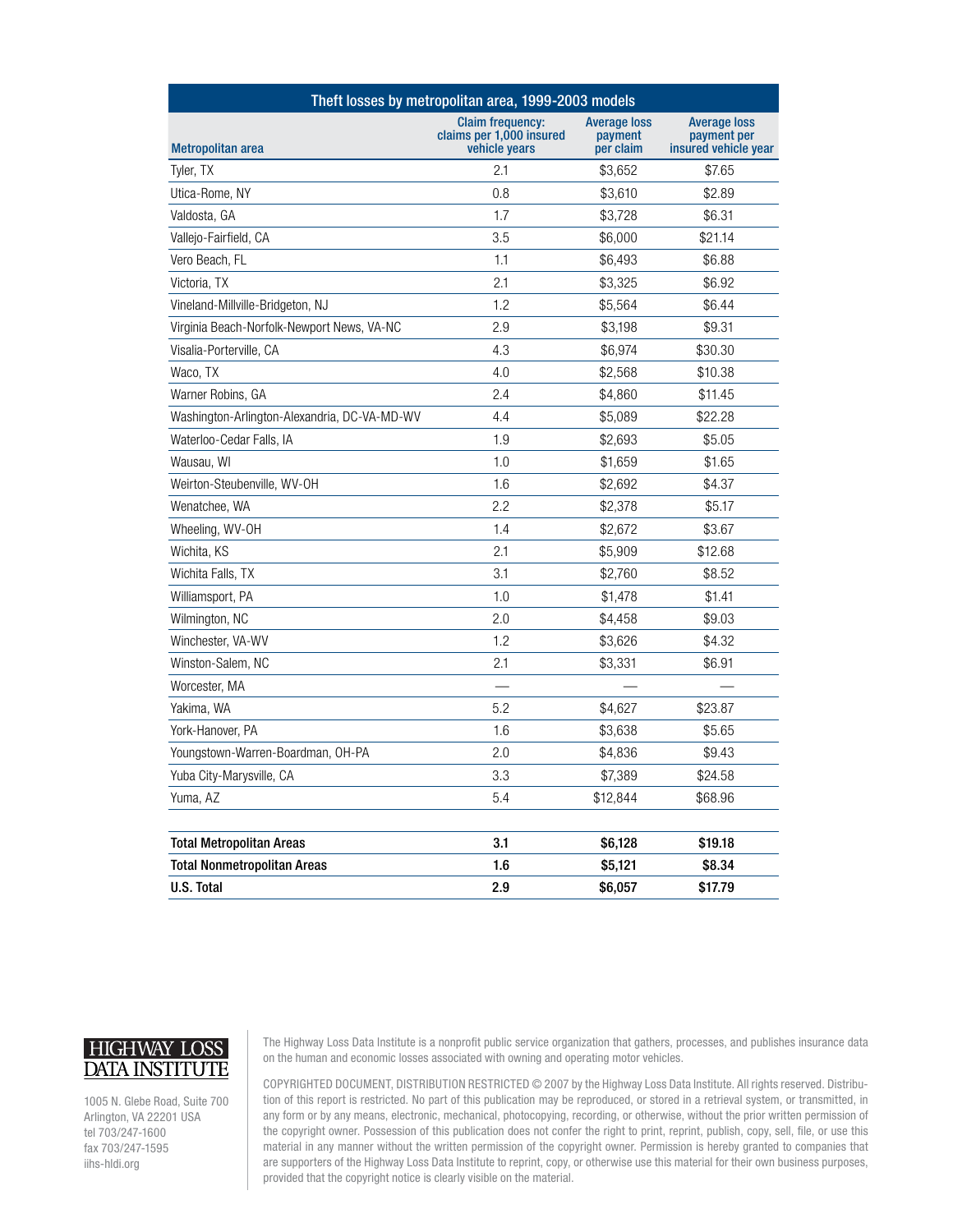| Theft losses by metropolitan area, 1999-2003 models | | | |
|---|---|---|---|
| Metropolitan area | Claim frequency: claims per 1,000 insured vehicle years | Average loss payment per claim | Average loss payment per insured vehicle year |
| Tyler, TX | 2.1 | $3,652 | $7.65 |
| Utica-Rome, NY | 0.8 | $3,610 | $2.89 |
| Valdosta, GA | 1.7 | $3,728 | $6.31 |
| Vallejo-Fairfield, CA | 3.5 | $6,000 | $21.14 |
| Vero Beach, FL | 1.1 | $6,493 | $6.88 |
| Victoria, TX | 2.1 | $3,325 | $6.92 |
| Vineland-Millville-Bridgeton, NJ | 1.2 | $5,564 | $6.44 |
| Virginia Beach-Norfolk-Newport News, VA-NC | 2.9 | $3,198 | $9.31 |
| Visalia-Porterville, CA | 4.3 | $6,974 | $30.30 |
| Waco, TX | 4.0 | $2,568 | $10.38 |
| Warner Robins, GA | 2.4 | $4,860 | $11.45 |
| Washington-Arlington-Alexandria, DC-VA-MD-WV | 4.4 | $5,089 | $22.28 |
| Waterloo-Cedar Falls, IA | 1.9 | $2,693 | $5.05 |
| Wausau, WI | 1.0 | $1,659 | $1.65 |
| Weirton-Steubenville, WV-OH | 1.6 | $2,692 | $4.37 |
| Wenatchee, WA | 2.2 | $2,378 | $5.17 |
| Wheeling, WV-OH | 1.4 | $2,672 | $3.67 |
| Wichita, KS | 2.1 | $5,909 | $12.68 |
| Wichita Falls, TX | 3.1 | $2,760 | $8.52 |
| Williamsport, PA | 1.0 | $1,478 | $1.41 |
| Wilmington, NC | 2.0 | $4,458 | $9.03 |
| Winchester, VA-WV | 1.2 | $3,626 | $4.32 |
| Winston-Salem, NC | 2.1 | $3,331 | $6.91 |
| Worcester, MA | — | — | — |
| Yakima, WA | 5.2 | $4,627 | $23.87 |
| York-Hanover, PA | 1.6 | $3,638 | $5.65 |
| Youngstown-Warren-Boardman, OH-PA | 2.0 | $4,836 | $9.43 |
| Yuba City-Marysville, CA | 3.3 | $7,389 | $24.58 |
| Yuma, AZ | 5.4 | $12,844 | $68.96 |
| **Total Metropolitan Areas** | **3.1** | **$6,128** | **$19.18** |
| **Total Nonmetropolitan Areas** | **1.6** | **$5,121** | **$8.34** |
| **U.S. Total** | **2.9** | **$6,057** | **$17.79** |

HIGHWAY LOSS DATA INSTITUTE

1005 N. Glebe Road, Suite 700
Arlington, VA 22201 USA
tel 703/247-1600
fax 703/247-1595
iihs-hldi.org

The Highway Loss Data Institute is a nonprofit public service organization that gathers, processes, and publishes insurance data on the human and economic losses associated with owning and operating motor vehicles.

COPYRIGHTED DOCUMENT, DISTRIBUTION RESTRICTED © 2007 by the Highway Loss Data Institute. All rights reserved. Distribution of this report is restricted. No part of this publication may be reproduced, or stored in a retrieval system, or transmitted, in any form or by any means, electronic, mechanical, photocopying, recording, or otherwise, without the prior written permission of the copyright owner. Possession of this publication does not confer the right to print, reprint, publish, copy, sell, file, or use this material in any manner without the written permission of the copyright owner. Permission is hereby granted to companies that are supporters of the Highway Loss Data Institute to reprint, copy, or otherwise use this material for their own business purposes, provided that the copyright notice is clearly visible on the material.